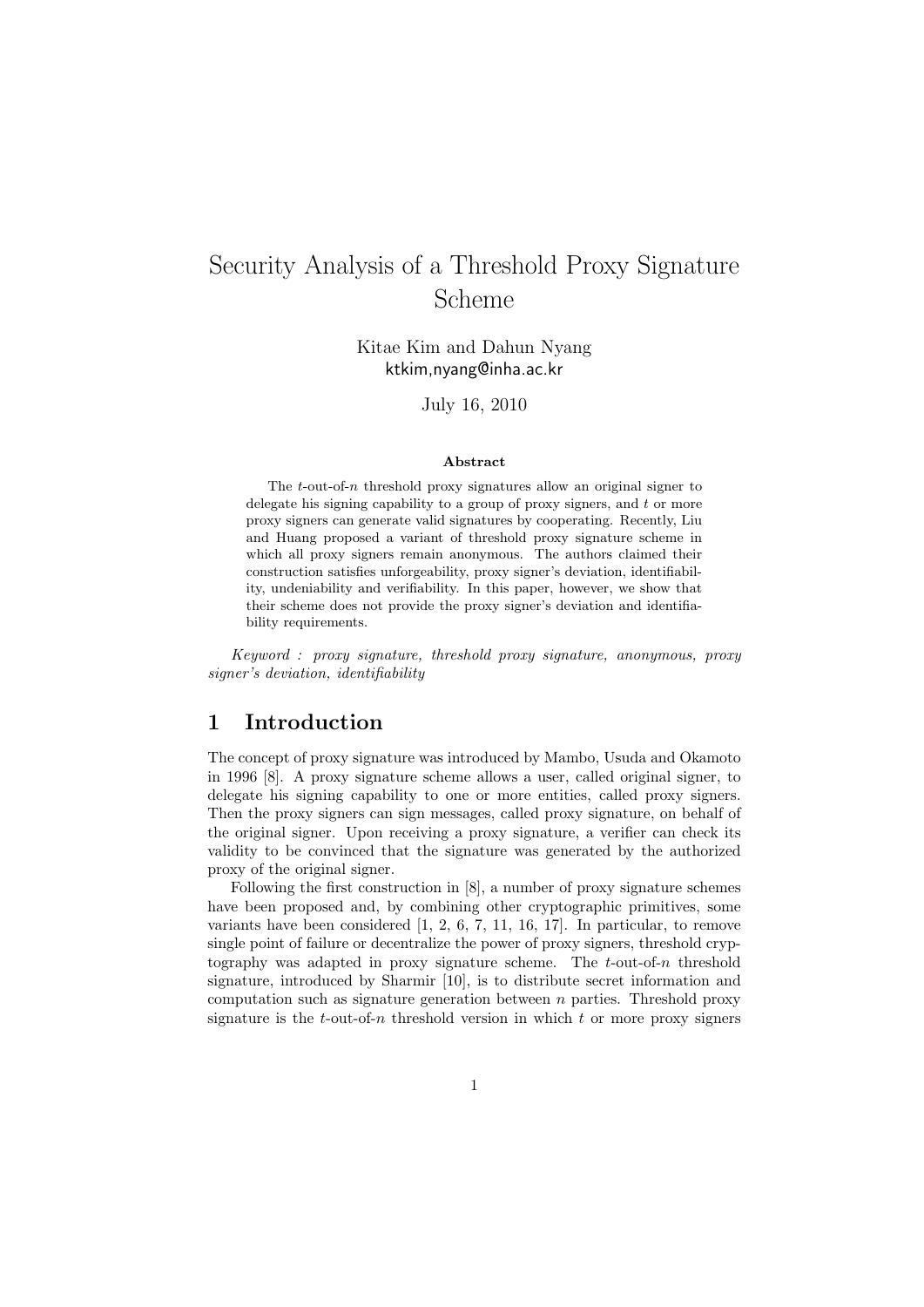# Security Analysis of a Threshold Proxy Signature Scheme

Kitae Kim and Dahun Nyang
ktkim,nyang@inha.ac.kr

July 16, 2010

**Abstract**

The $t$-out-of-$n$ threshold proxy signatures allow an original signer to delegate his signing capability to a group of proxy signers, and $t$ or more proxy signers can generate valid signatures by cooperating. Recently, Liu and Huang proposed a variant of threshold proxy signature scheme in which all proxy signers remain anonymous. The authors claimed their construction satisfies unforgeability, proxy signer's deviation, identifiability, undeniability and verifiability. In this paper, however, we show that their scheme does not provide the proxy signer's deviation and identifiability requirements.

*Keyword : proxy signature, threshold proxy signature, anonymous, proxy signer's deviation, identifiability*

## 1 Introduction

The concept of proxy signature was introduced by Mambo, Usuda and Okamoto in 1996 [8]. A proxy signature scheme allows a user, called original signer, to delegate his signing capability to one or more entities, called proxy signers. Then the proxy signers can sign messages, called proxy signature, on behalf of the original signer. Upon receiving a proxy signature, a verifier can check its validity to be convinced that the signature was generated by the authorized proxy of the original signer.

Following the first construction in [8], a number of proxy signature schemes have been proposed and, by combining other cryptographic primitives, some variants have been considered [1, 2, 6, 7, 11, 16, 17]. In particular, to remove single point of failure or decentralize the power of proxy signers, threshold cryptography was adapted in proxy signature scheme. The $t$-out-of-$n$ threshold signature, introduced by Sharmir [10], is to distribute secret information and computation such as signature generation between $n$ parties. Threshold proxy signature is the $t$-out-of-$n$ threshold version in which $t$ or more proxy signers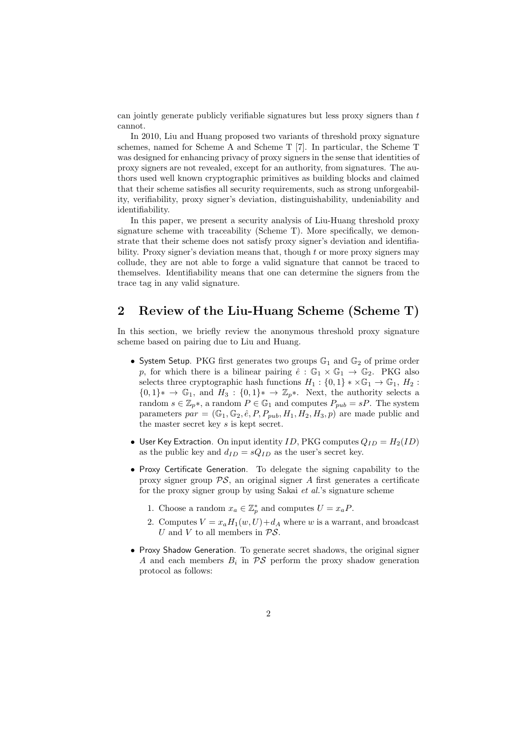can jointly generate publicly verifiable signatures but less proxy signers than $t$ cannot.

In 2010, Liu and Huang proposed two variants of threshold proxy signature schemes, named for Scheme A and Scheme T [7]. In particular, the Scheme T was designed for enhancing privacy of proxy signers in the sense that identities of proxy signers are not revealed, except for an authority, from signatures. The authors used well known cryptographic primitives as building blocks and claimed that their scheme satisfies all security requirements, such as strong unforgeability, verifiability, proxy signer's deviation, distinguishability, undeniability and identifiability.

In this paper, we present a security analysis of Liu-Huang threshold proxy signature scheme with traceability (Scheme T). More specifically, we demonstrate that their scheme does not satisfy proxy signer's deviation and identifiability. Proxy signer's deviation means that, though $t$ or more proxy signers may collude, they are not able to forge a valid signature that cannot be traced to themselves. Identifiability means that one can determine the signers from the trace tag in any valid signature.

## 2 Review of the Liu-Huang Scheme (Scheme T)

In this section, we briefly review the anonymous threshold proxy signature scheme based on pairing due to Liu and Huang.

- System Setup. PKG first generates two groups $\mathbb{G}_1$ and $\mathbb{G}_2$ of prime order $p$, for which there is a bilinear pairing $\hat{e} : \mathbb{G}_1 \times \mathbb{G}_1 \to \mathbb{G}_2$. PKG also selects three cryptographic hash functions $H_1 : \{0,1\}* \times \mathbb{G}_1 \to \mathbb{G}_1$, $H_2 : \{0,1\}* \to \mathbb{G}_1$, and $H_3 : \{0,1\}* \to \mathbb{Z}_p*$. Next, the authority selects a random $s \in \mathbb{Z}_p*$, a random $P \in \mathbb{G}_1$ and computes $P_{pub} = sP$. The system parameters $par = (\mathbb{G}_1, \mathbb{G}_2, \hat{e}, P, P_{pub}, H_1, H_2, H_3, p)$ are made public and the master secret key $s$ is kept secret.
- User Key Extraction. On input identity $ID$, PKG computes $Q_{ID} = H_2(ID)$ as the public key and $d_{ID} = sQ_{ID}$ as the user's secret key.
- Proxy Certificate Generation. To delegate the signing capability to the proxy signer group $\mathcal{PS}$, an original signer $A$ first generates a certificate for the proxy signer group by using Sakai *et al.*'s signature scheme
  1. Choose a random $x_a \in \mathbb{Z}_p^*$ and computes $U = x_a P$.
  2. Computes $V = x_a H_1(w, U) + d_A$ where $w$ is a warrant, and broadcast $U$ and $V$ to all members in $\mathcal{PS}$.
- Proxy Shadow Generation. To generate secret shadows, the original signer $A$ and each members $B_i$ in $\mathcal{PS}$ perform the proxy shadow generation protocol as follows: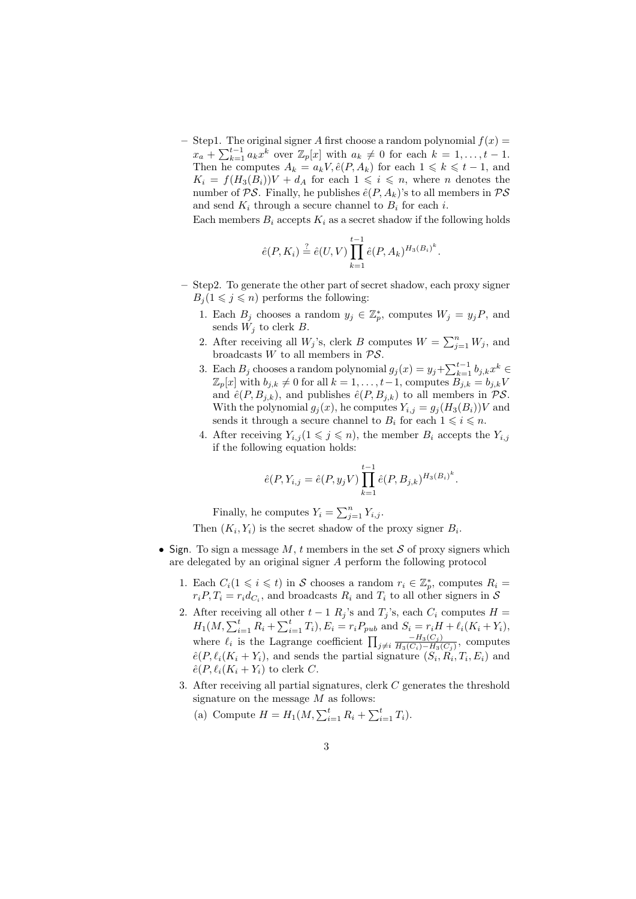- Step1. The original signer $A$ first choose a random polynomial $f(x) = x_a + \sum_{k=1}^{t-1} a_k x^k$ over $\mathbb{Z}_p[x]$ with $a_k \neq 0$ for each $k = 1, \ldots, t-1$. Then he computes $A_k = a_k V, \hat{e}(P, A_k)$ for each $1 \leqslant k \leqslant t-1$, and $K_i = f(H_3(B_i))V + d_A$ for each $1 \leqslant i \leqslant n$, where $n$ denotes the number of $\mathcal{PS}$. Finally, he publishes $\hat{e}(P, A_k)$'s to all members in $\mathcal{PS}$ and send $K_i$ through a secure channel to $B_i$ for each $i$.

  Each members $B_i$ accepts $K_i$ as a secret shadow if the following holds

$$\hat{e}(P, K_i) \stackrel{?}{=} \hat{e}(U, V) \prod_{k=1}^{t-1} \hat{e}(P, A_k)^{H_3(B_i)^k}.$$

- Step2. To generate the other part of secret shadow, each proxy signer $B_j (1 \leqslant j \leqslant n)$ performs the following:
  1. Each $B_j$ chooses a random $y_j \in \mathbb{Z}_p^*$, computes $W_j = y_j P$, and sends $W_j$ to clerk $B$.
  2. After receiving all $W_j$'s, clerk $B$ computes $W = \sum_{j=1}^{n} W_j$, and broadcasts $W$ to all members in $\mathcal{PS}$.
  3. Each $B_j$ chooses a random polynomial $g_j(x) = y_j + \sum_{k=1}^{t-1} b_{j,k} x^k \in \mathbb{Z}_p[x]$ with $b_{j,k} \neq 0$ for all $k = 1, \ldots, t-1$, computes $B_{j,k} = b_{j,k} V$ and $\hat{e}(P, B_{j,k})$, and publishes $\hat{e}(P, B_{j,k})$ to all members in $\mathcal{PS}$. With the polynomial $g_j(x)$, he computes $Y_{i,j} = g_j(H_3(B_i))V$ and sends it through a secure channel to $B_i$ for each $1 \leqslant i \leqslant n$.
  4. After receiving $Y_{i,j} (1 \leqslant j \leqslant n)$, the member $B_i$ accepts the $Y_{i,j}$ if the following equation holds:

$$\hat{e}(P, Y_{i,j} = \hat{e}(P, y_j V) \prod_{k=1}^{t-1} \hat{e}(P, B_{j,k})^{H_3(B_i)^k}.$$

     Finally, he computes $Y_i = \sum_{j=1}^{n} Y_{i,j}$.

  Then $(K_i, Y_i)$ is the secret shadow of the proxy signer $B_i$.

- Sign. To sign a message $M$, $t$ members in the set $\mathcal{S}$ of proxy signers which are delegated by an original signer $A$ perform the following protocol
  1. Each $C_i (1 \leqslant i \leqslant t)$ in $\mathcal{S}$ chooses a random $r_i \in \mathbb{Z}_p^*$, computes $R_i = r_i P, T_i = r_i d_{C_i}$, and broadcasts $R_i$ and $T_i$ to all other signers in $\mathcal{S}$
  2. After receiving all other $t-1$ $R_j$'s and $T_j$'s, each $C_i$ computes $H = H_1(M, \sum_{i=1}^{t} R_i + \sum_{i=1}^{t} T_i), E_i = r_i P_{pub}$ and $S_i = r_i H + \ell_i (K_i + Y_i)$, where $\ell_i$ is the Lagrange coefficient $\prod_{j \neq i} \frac{-H_3(C_j)}{H_3(C_i) - H_3(C_j)}$, computes $\hat{e}(P, \ell_i (K_i + Y_i))$, and sends the partial signature $(S_i, R_i, T_i, E_i)$ and $\hat{e}(P, \ell_i (K_i + Y_i)$ to clerk $C$.
  3. After receiving all partial signatures, clerk $C$ generates the threshold signature on the message $M$ as follows:
     (a) Compute $H = H_1(M, \sum_{i=1}^{t} R_i + \sum_{i=1}^{t} T_i)$.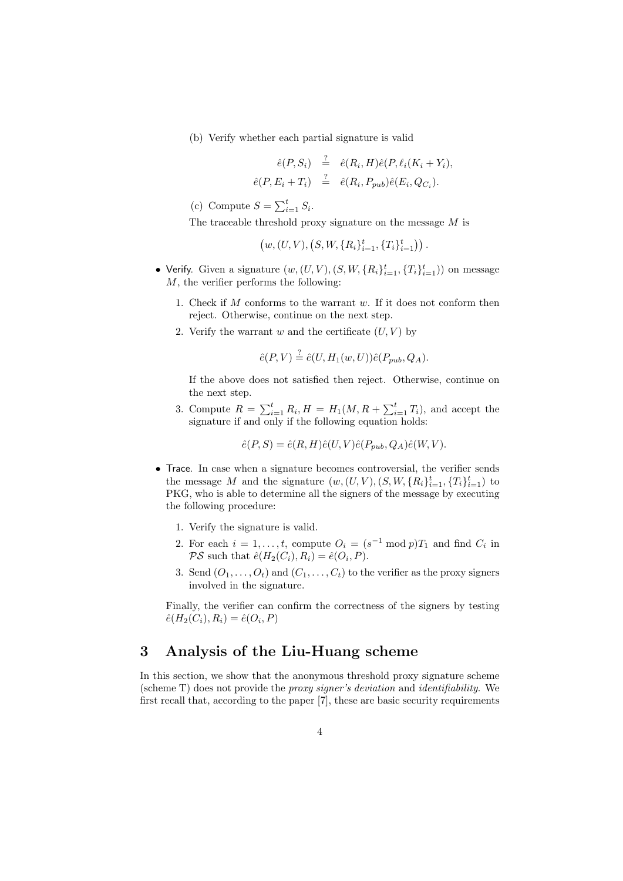(b) Verify whether each partial signature is valid

$$\begin{aligned}
\hat{e}(P, S_i) &\stackrel{?}{=} \hat{e}(R_i, H)\hat{e}(P, \ell_i(K_i + Y_i)), \\
\hat{e}(P, E_i + T_i) &\stackrel{?}{=} \hat{e}(R_i, P_{pub})\hat{e}(E_i, Q_{C_i}).
\end{aligned}$$

(c) Compute $S = \sum_{i=1}^{t} S_i$.

The traceable threshold proxy signature on the message $M$ is

$$\left(w, (U, V), \left(S, W, \{R_i\}_{i=1}^{t}, \{T_i\}_{i=1}^{t}\right)\right).$$

- Verify. Given a signature $(w, (U, V), (S, W, \{R_i\}_{i=1}^{t}, \{T_i\}_{i=1}^{t}))$ on message $M$, the verifier performs the following:

  1. Check if $M$ conforms to the warrant $w$. If it does not conform then reject. Otherwise, continue on the next step.
  2. Verify the warrant $w$ and the certificate $(U, V)$ by

     $$\hat{e}(P, V) \stackrel{?}{=} \hat{e}(U, H_1(w, U))\hat{e}(P_{pub}, Q_A).$$

     If the above does not satisfied then reject. Otherwise, continue on the next step.
  3. Compute $R = \sum_{i=1}^{t} R_i, H = H_1(M, R + \sum_{i=1}^{t} T_i)$, and accept the signature if and only if the following equation holds:

     $$\hat{e}(P, S) = \hat{e}(R, H)\hat{e}(U, V)\hat{e}(P_{pub}, Q_A)\hat{e}(W, V).$$

- Trace. In case when a signature becomes controversial, the verifier sends the message $M$ and the signature $(w, (U, V), (S, W, \{R_i\}_{i=1}^{t}, \{T_i\}_{i=1}^{t})$ to PKG, who is able to determine all the signers of the message by executing the following procedure:

  1. Verify the signature is valid.
  2. For each $i = 1, \ldots, t$, compute $O_i = (s^{-1} \bmod p)T_1$ and find $C_i$ in $\mathcal{PS}$ such that $\hat{e}(H_2(C_i), R_i) = \hat{e}(O_i, P)$.
  3. Send $(O_1, \ldots, O_t)$ and $(C_1, \ldots, C_t)$ to the verifier as the proxy signers involved in the signature.

  Finally, the verifier can confirm the correctness of the signers by testing $\hat{e}(H_2(C_i), R_i) = \hat{e}(O_i, P)$

## 3 Analysis of the Liu-Huang scheme

In this section, we show that the anonymous threshold proxy signature scheme (scheme T) does not provide the *proxy signer's deviation* and *identifiability*. We first recall that, according to the paper [7], these are basic security requirements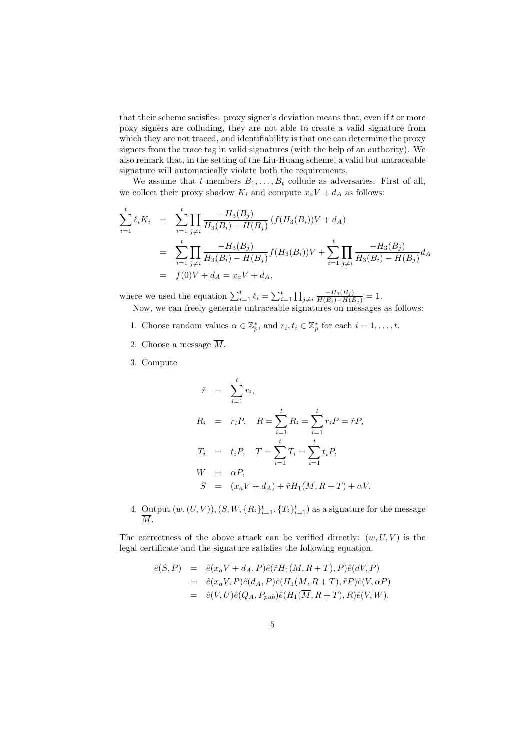that their scheme satisfies: proxy signer's deviation means that, even if $t$ or more poxy signers are colluding, they are not able to create a valid signature from which they are not traced, and identifiability is that one can determine the proxy signers from the trace tag in valid signatures (with the help of an authority). We also remark that, in the setting of the Liu-Huang scheme, a valid but untraceable signature will automatically violate both the requirements.

We assume that $t$ members $B_1, \ldots, B_t$ collude as adversaries. First of all, we collect their proxy shadow $K_i$ and compute $x_a V + d_A$ as follows:

$$
\begin{aligned}
\sum_{i=1}^{t} \ell_i K_i &= \sum_{i=1}^{t} \prod_{j \neq i} \frac{-H_3(B_j)}{H_3(B_i) - H(B_j)} \left(f(H_3(B_i))V + d_A\right) \\
&= \sum_{i=1}^{t} \prod_{j \neq i} \frac{-H_3(B_j)}{H_3(B_i) - H(B_j)} f(H_3(B_i))V + \sum_{i=1}^{t} \prod_{j \neq i} \frac{-H_3(B_j)}{H_3(B_i) - H(B_j)} d_A \\
&= f(0)V + d_A = x_a V + d_A,
\end{aligned}
$$

where we used the equation $\sum_{i=1}^{t} \ell_i = \sum_{i=1}^{t} \prod_{j \neq i} \frac{-H_3(B_j)}{H(B_i) - H(B_j)} = 1$.

Now, we can freely generate untraceable signatures on messages as follows:

1. Choose random values $\alpha \in \mathbb{Z}_p^*$, and $r_i, t_i \in \mathbb{Z}_p^*$ for each $i = 1, \ldots, t$.
2. Choose a message $\overline{M}$.
3. Compute

$$
\begin{aligned}
\tilde{r} &= \sum_{i=1}^{t} r_i, \\
R_i &= r_i P, \quad R = \sum_{i=1}^{t} R_i = \sum_{i=1}^{t} r_i P = \tilde{r} P, \\
T_i &= t_i P, \quad T = \sum_{i=1}^{t} T_i = \sum_{i=1}^{t} t_i P, \\
W &= \alpha P, \\
S &= (x_a V + d_A) + \tilde{r} H_1(\overline{M}, R + T) + \alpha V.
\end{aligned}
$$

4. Output $(w, (U, V)), (S, W, \{R_i\}_{i=1}^{t}, \{T_i\}_{i=1}^{t})$ as a signature for the message $\overline{M}$.

The correctness of the above attack can be verified directly: $(w, U, V)$ is the legal certificate and the signature satisfies the following equation.

$$
\begin{aligned}
\hat{e}(S, P) &= \hat{e}(x_a V + d_A, P)\hat{e}(\tilde{r} H_1(M, R + T), P)\hat{e}(dV, P) \\
&= \hat{e}(x_a V, P)\hat{e}(d_A, P)\hat{e}(H_1(\overline{M}, R + T), \tilde{r} P)\hat{e}(V, \alpha P) \\
&= \hat{e}(V, U)\hat{e}(Q_A, P_{pub})\hat{e}(H_1(\overline{M}, R + T), R)\hat{e}(V, W).
\end{aligned}
$$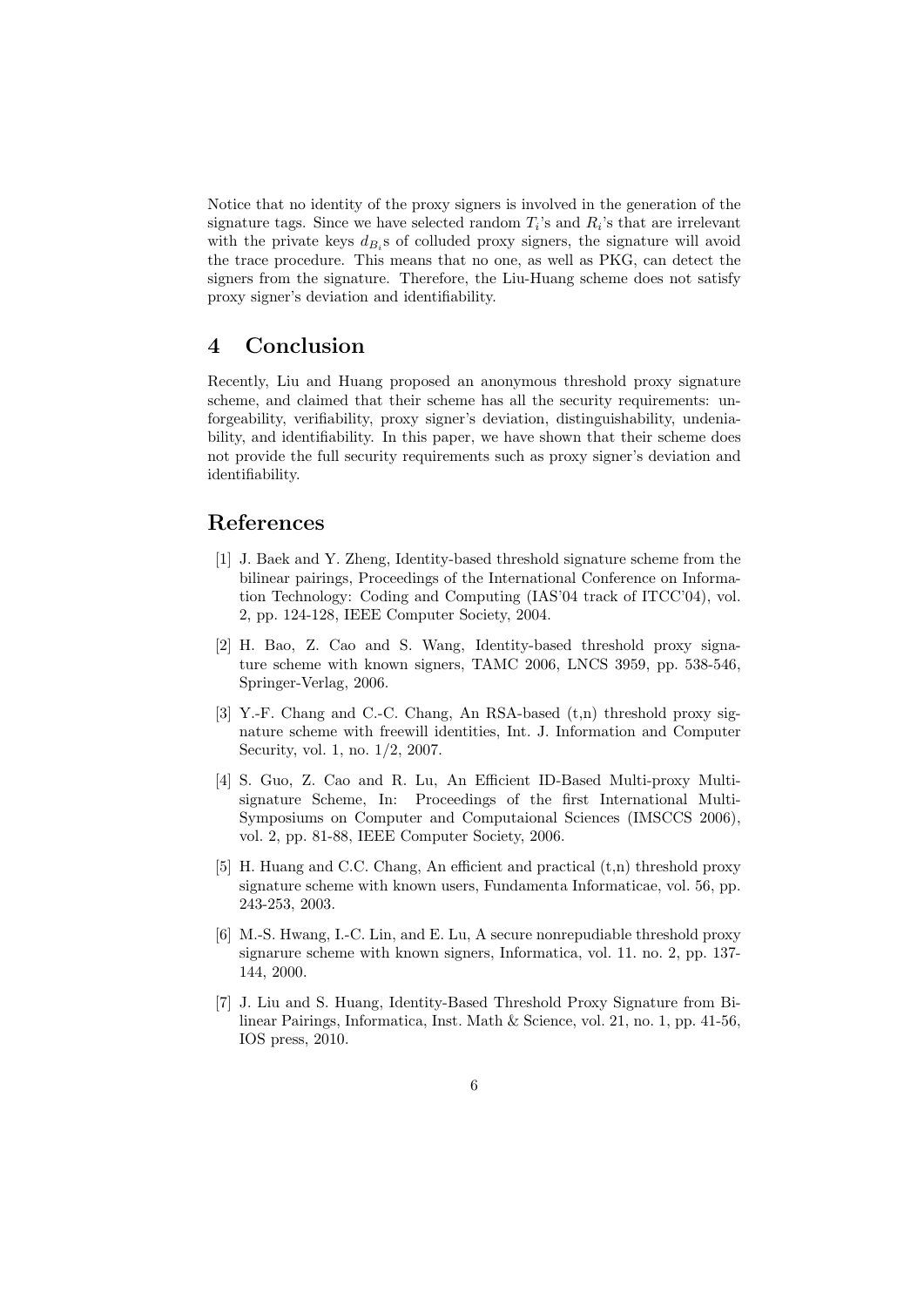Notice that no identity of the proxy signers is involved in the generation of the signature tags. Since we have selected random $T_i$'s and $R_i$'s that are irrelevant with the private keys $d_{B_i}$s of colluded proxy signers, the signature will avoid the trace procedure. This means that no one, as well as PKG, can detect the signers from the signature. Therefore, the Liu-Huang scheme does not satisfy proxy signer's deviation and identifiability.

## 4 Conclusion

Recently, Liu and Huang proposed an anonymous threshold proxy signature scheme, and claimed that their scheme has all the security requirements: unforgeability, verifiability, proxy signer's deviation, distinguishability, undeniability, and identifiability. In this paper, we have shown that their scheme does not provide the full security requirements such as proxy signer's deviation and identifiability.

## References

[1] J. Baek and Y. Zheng, Identity-based threshold signature scheme from the bilinear pairings, Proceedings of the International Conference on Information Technology: Coding and Computing (IAS'04 track of ITCC'04), vol. 2, pp. 124-128, IEEE Computer Society, 2004.

[2] H. Bao, Z. Cao and S. Wang, Identity-based threshold proxy signature scheme with known signers, TAMC 2006, LNCS 3959, pp. 538-546, Springer-Verlag, 2006.

[3] Y.-F. Chang and C.-C. Chang, An RSA-based (t,n) threshold proxy signature scheme with freewill identities, Int. J. Information and Computer Security, vol. 1, no. 1/2, 2007.

[4] S. Guo, Z. Cao and R. Lu, An Efficient ID-Based Multi-proxy Multi-signature Scheme, In: Proceedings of the first International Multi-Symposiums on Computer and Computaional Sciences (IMSCCS 2006), vol. 2, pp. 81-88, IEEE Computer Society, 2006.

[5] H. Huang and C.C. Chang, An efficient and practical (t,n) threshold proxy signature scheme with known users, Fundamenta Informaticae, vol. 56, pp. 243-253, 2003.

[6] M.-S. Hwang, I.-C. Lin, and E. Lu, A secure nonrepudiable threshold proxy signarure scheme with known signers, Informatica, vol. 11. no. 2, pp. 137-144, 2000.

[7] J. Liu and S. Huang, Identity-Based Threshold Proxy Signature from Bilinear Pairings, Informatica, Inst. Math & Science, vol. 21, no. 1, pp. 41-56, IOS press, 2010.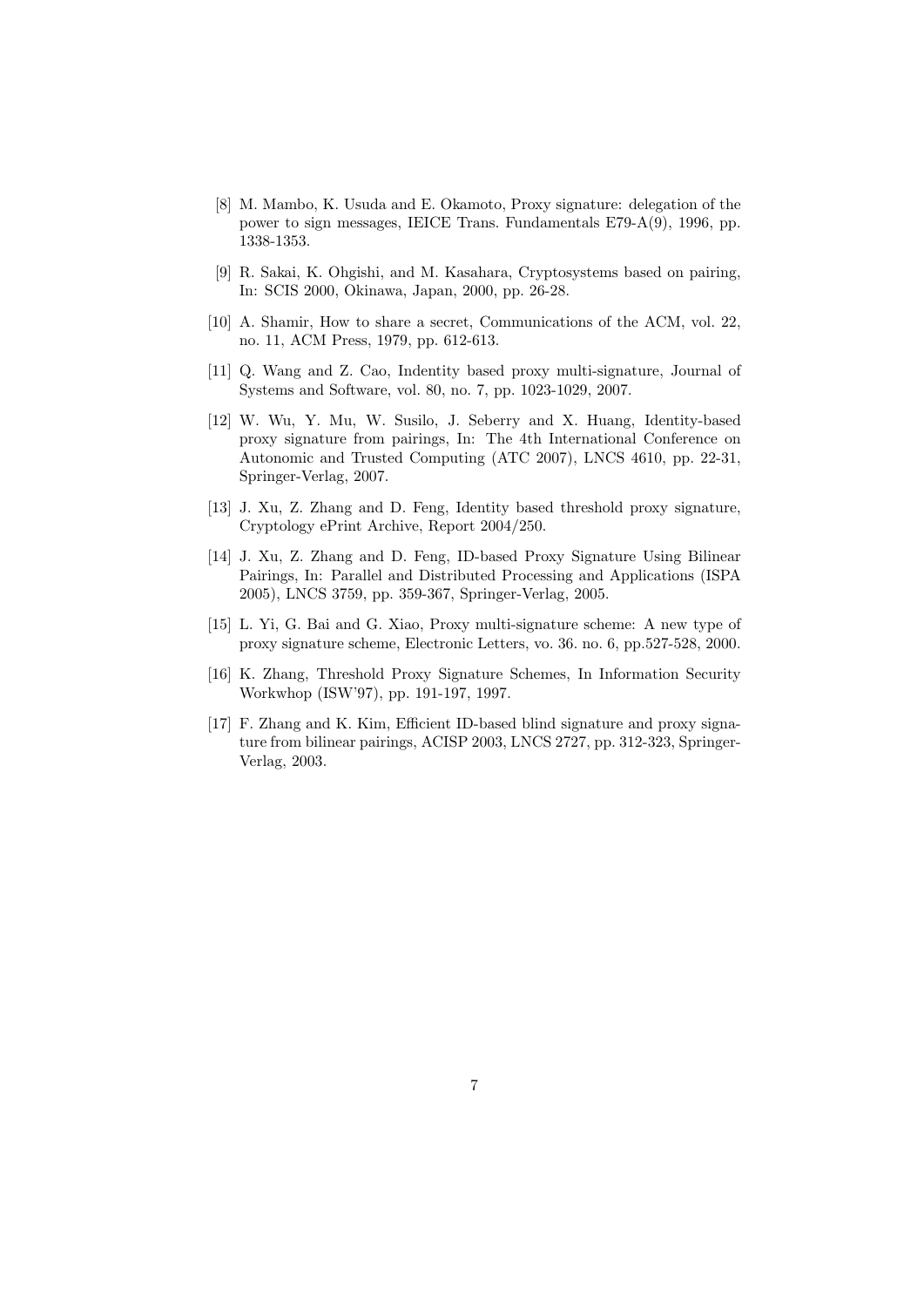[8] M. Mambo, K. Usuda and E. Okamoto, Proxy signature: delegation of the power to sign messages, IEICE Trans. Fundamentals E79-A(9), 1996, pp. 1338-1353.

[9] R. Sakai, K. Ohgishi, and M. Kasahara, Cryptosystems based on pairing, In: SCIS 2000, Okinawa, Japan, 2000, pp. 26-28.

[10] A. Shamir, How to share a secret, Communications of the ACM, vol. 22, no. 11, ACM Press, 1979, pp. 612-613.

[11] Q. Wang and Z. Cao, Indentity based proxy multi-signature, Journal of Systems and Software, vol. 80, no. 7, pp. 1023-1029, 2007.

[12] W. Wu, Y. Mu, W. Susilo, J. Seberry and X. Huang, Identity-based proxy signature from pairings, In: The 4th International Conference on Autonomic and Trusted Computing (ATC 2007), LNCS 4610, pp. 22-31, Springer-Verlag, 2007.

[13] J. Xu, Z. Zhang and D. Feng, Identity based threshold proxy signature, Cryptology ePrint Archive, Report 2004/250.

[14] J. Xu, Z. Zhang and D. Feng, ID-based Proxy Signature Using Bilinear Pairings, In: Parallel and Distributed Processing and Applications (ISPA 2005), LNCS 3759, pp. 359-367, Springer-Verlag, 2005.

[15] L. Yi, G. Bai and G. Xiao, Proxy multi-signature scheme: A new type of proxy signature scheme, Electronic Letters, vo. 36. no. 6, pp.527-528, 2000.

[16] K. Zhang, Threshold Proxy Signature Schemes, In Information Security Workwhop (ISW'97), pp. 191-197, 1997.

[17] F. Zhang and K. Kim, Efficient ID-based blind signature and proxy signature from bilinear pairings, ACISP 2003, LNCS 2727, pp. 312-323, Springer-Verlag, 2003.